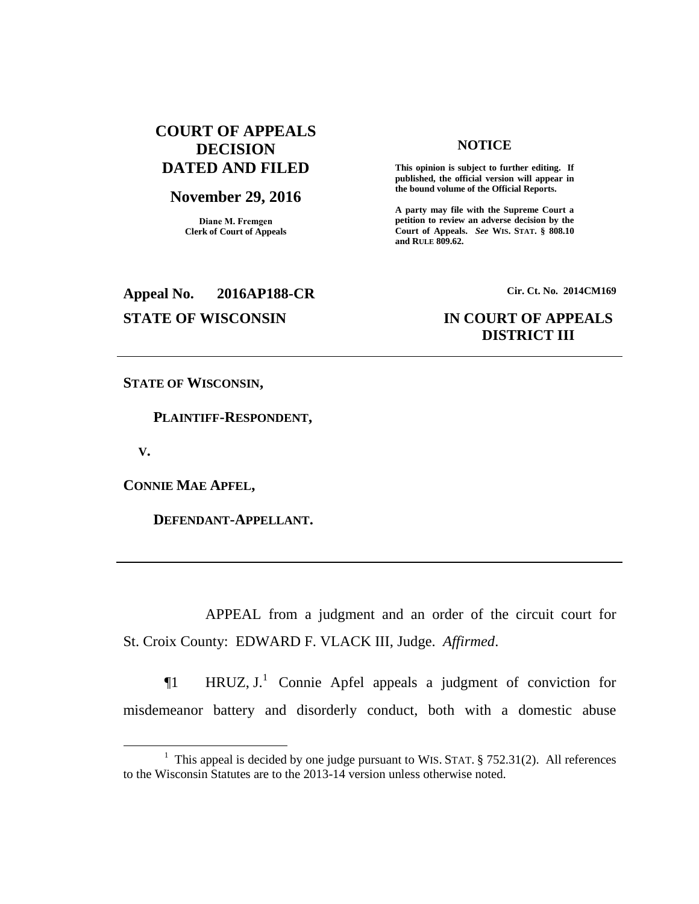**COURT OF APPEALS DECISION DATED AND FILED**

**November 29, 2016**

**Diane M. Fremgen**
**Clerk of Court of Appeals**

**NOTICE**

**This opinion is subject to further editing. If published, the official version will appear in the bound volume of the Official Reports.**

**A party may file with the Supreme Court a petition to review an adverse decision by the Court of Appeals.** ***See*** **WIS. STAT. § 808.10 and RULE 809.62.**

**Appeal No. 2016AP188-CR** **Cir. Ct. No. 2014CM169**

**STATE OF WISCONSIN** **IN COURT OF APPEALS DISTRICT III**

---

**STATE OF WISCONSIN,**

**PLAINTIFF-RESPONDENT,**

**V.**

**CONNIE MAE APFEL,**

**DEFENDANT-APPELLANT.**

---

APPEAL from a judgment and an order of the circuit court for St. Croix County: EDWARD F. VLACK III, Judge. *Affirmed*.

¶1 HRUZ, J.[1] Connie Apfel appeals a judgment of conviction for misdemeanor battery and disorderly conduct, both with a domestic abuse

[1] This appeal is decided by one judge pursuant to WIS. STAT. § 752.31(2). All references to the Wisconsin Statutes are to the 2013-14 version unless otherwise noted.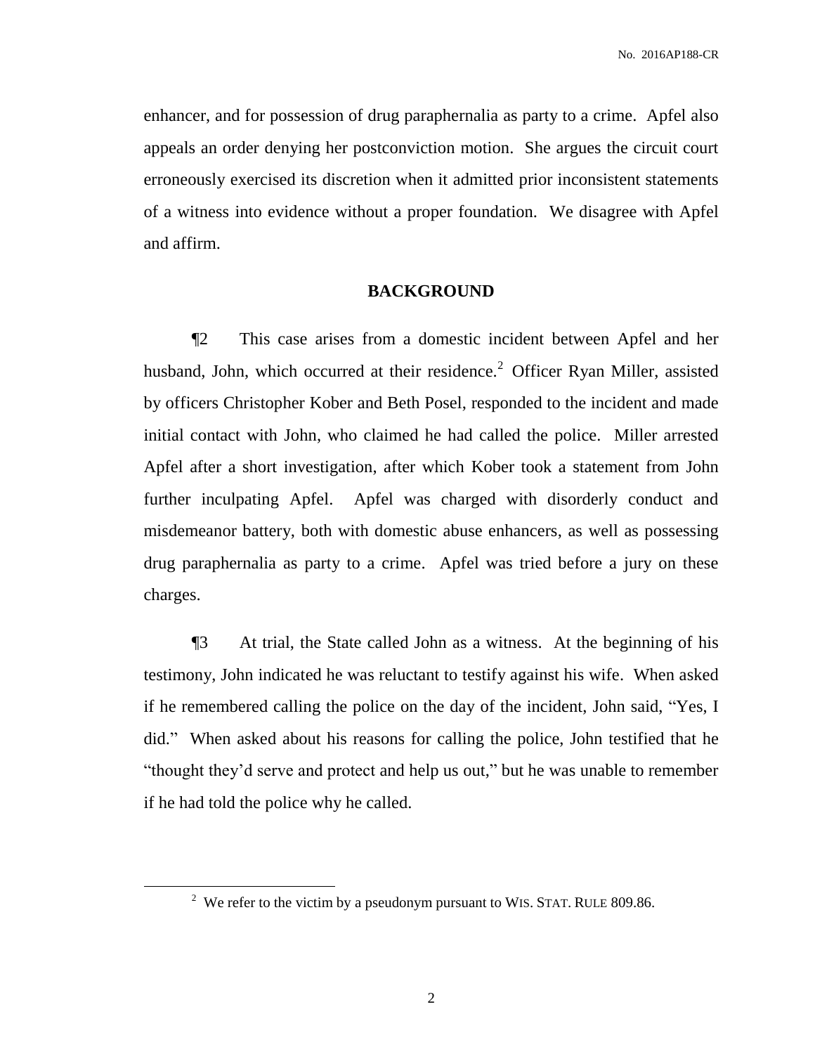enhancer, and for possession of drug paraphernalia as party to a crime. Apfel also appeals an order denying her postconviction motion. She argues the circuit court erroneously exercised its discretion when it admitted prior inconsistent statements of a witness into evidence without a proper foundation. We disagree with Apfel and affirm.

## BACKGROUND

¶2 This case arises from a domestic incident between Apfel and her husband, John, which occurred at their residence.[2] Officer Ryan Miller, assisted by officers Christopher Kober and Beth Posel, responded to the incident and made initial contact with John, who claimed he had called the police. Miller arrested Apfel after a short investigation, after which Kober took a statement from John further inculpating Apfel. Apfel was charged with disorderly conduct and misdemeanor battery, both with domestic abuse enhancers, as well as possessing drug paraphernalia as party to a crime. Apfel was tried before a jury on these charges.

¶3 At trial, the State called John as a witness. At the beginning of his testimony, John indicated he was reluctant to testify against his wife. When asked if he remembered calling the police on the day of the incident, John said, "Yes, I did." When asked about his reasons for calling the police, John testified that he "thought they'd serve and protect and help us out," but he was unable to remember if he had told the police why he called.

[2] We refer to the victim by a pseudonym pursuant to WIS. STAT. RULE 809.86.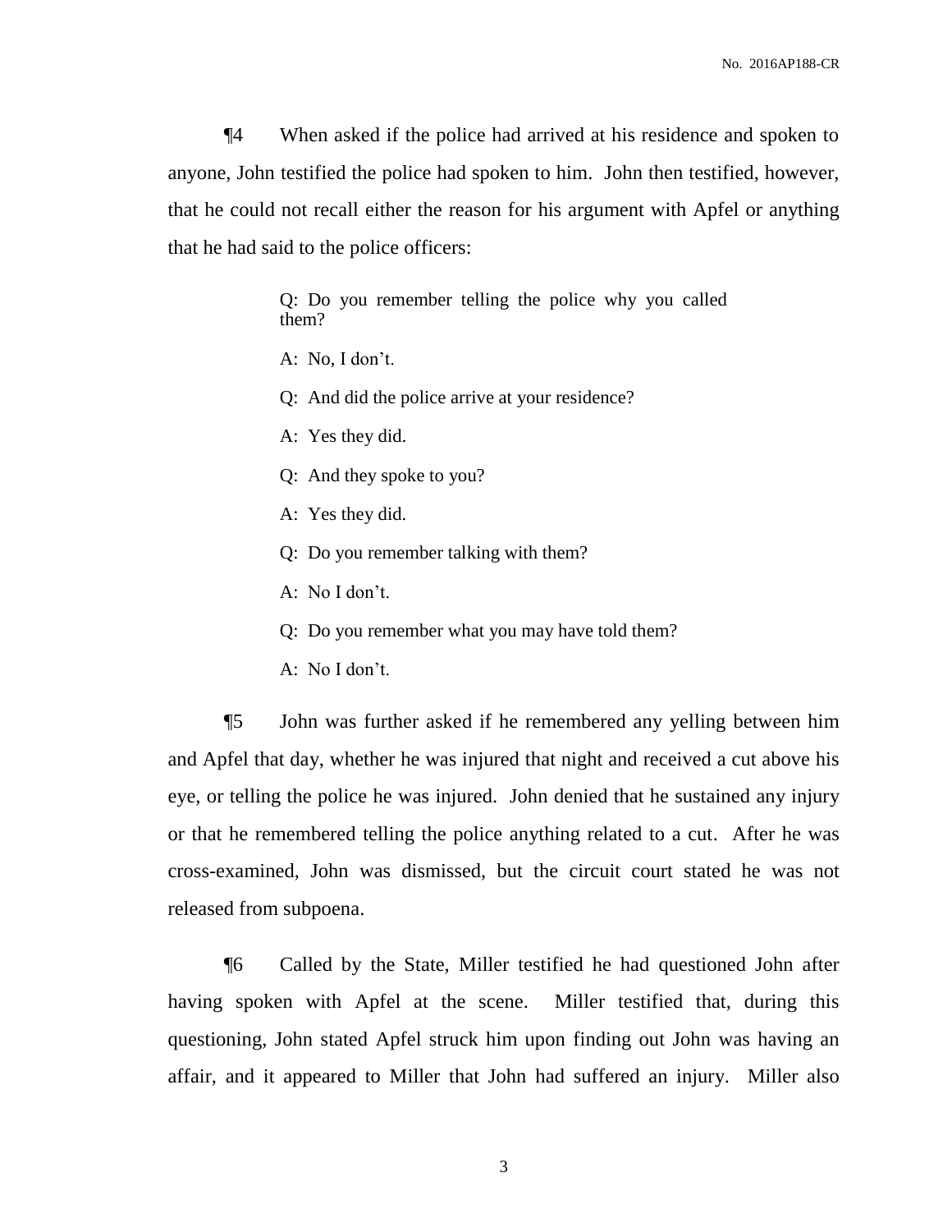¶4 When asked if the police had arrived at his residence and spoken to anyone, John testified the police had spoken to him. John then testified, however, that he could not recall either the reason for his argument with Apfel or anything that he had said to the police officers:

> Q: Do you remember telling the police why you called them?
>
> A: No, I don't.
>
> Q: And did the police arrive at your residence?
>
> A: Yes they did.
>
> Q: And they spoke to you?
>
> A: Yes they did.
>
> Q: Do you remember talking with them?
>
> A: No I don't.
>
> Q: Do you remember what you may have told them?
>
> A: No I don't.

¶5 John was further asked if he remembered any yelling between him and Apfel that day, whether he was injured that night and received a cut above his eye, or telling the police he was injured. John denied that he sustained any injury or that he remembered telling the police anything related to a cut. After he was cross-examined, John was dismissed, but the circuit court stated he was not released from subpoena.

¶6 Called by the State, Miller testified he had questioned John after having spoken with Apfel at the scene. Miller testified that, during this questioning, John stated Apfel struck him upon finding out John was having an affair, and it appeared to Miller that John had suffered an injury. Miller also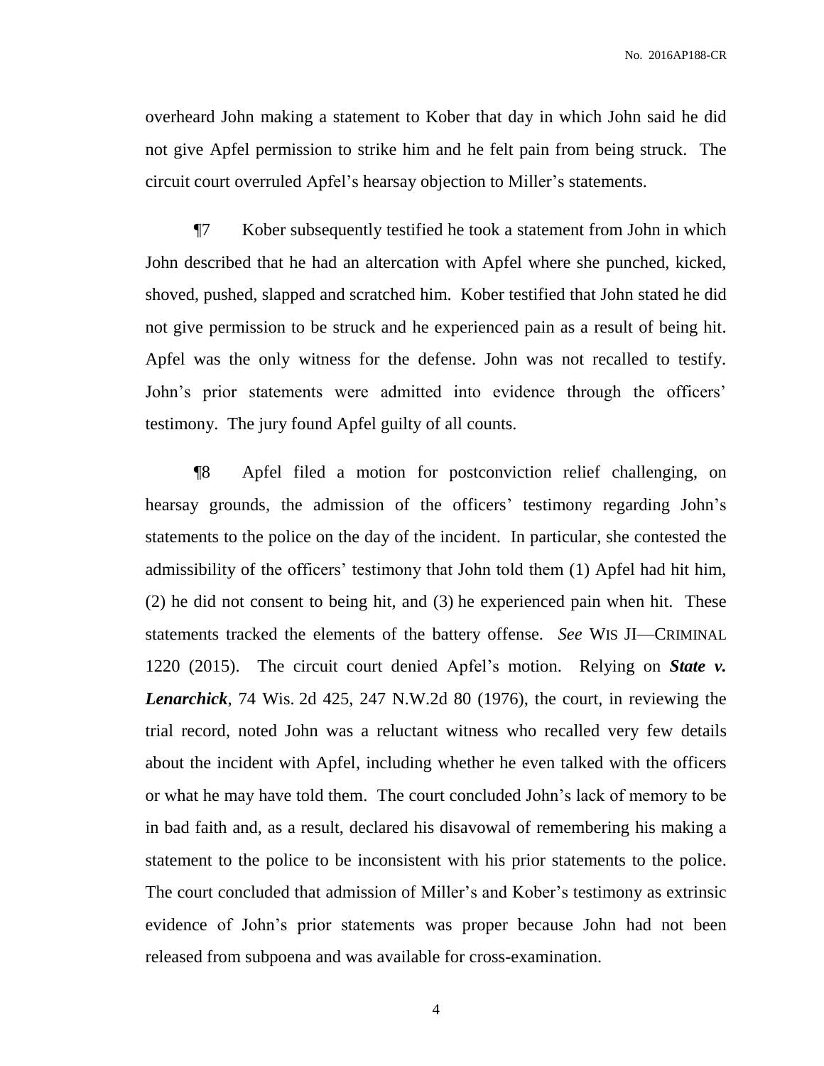overheard John making a statement to Kober that day in which John said he did not give Apfel permission to strike him and he felt pain from being struck. The circuit court overruled Apfel's hearsay objection to Miller's statements.

¶7 Kober subsequently testified he took a statement from John in which John described that he had an altercation with Apfel where she punched, kicked, shoved, pushed, slapped and scratched him. Kober testified that John stated he did not give permission to be struck and he experienced pain as a result of being hit. Apfel was the only witness for the defense. John was not recalled to testify. John's prior statements were admitted into evidence through the officers' testimony. The jury found Apfel guilty of all counts.

¶8 Apfel filed a motion for postconviction relief challenging, on hearsay grounds, the admission of the officers' testimony regarding John's statements to the police on the day of the incident. In particular, she contested the admissibility of the officers' testimony that John told them (1) Apfel had hit him, (2) he did not consent to being hit, and (3) he experienced pain when hit. These statements tracked the elements of the battery offense. *See* WIS JI—CRIMINAL 1220 (2015). The circuit court denied Apfel's motion. Relying on ***State v. Lenarchick***, 74 Wis. 2d 425, 247 N.W.2d 80 (1976), the court, in reviewing the trial record, noted John was a reluctant witness who recalled very few details about the incident with Apfel, including whether he even talked with the officers or what he may have told them. The court concluded John's lack of memory to be in bad faith and, as a result, declared his disavowal of remembering his making a statement to the police to be inconsistent with his prior statements to the police. The court concluded that admission of Miller's and Kober's testimony as extrinsic evidence of John's prior statements was proper because John had not been released from subpoena and was available for cross-examination.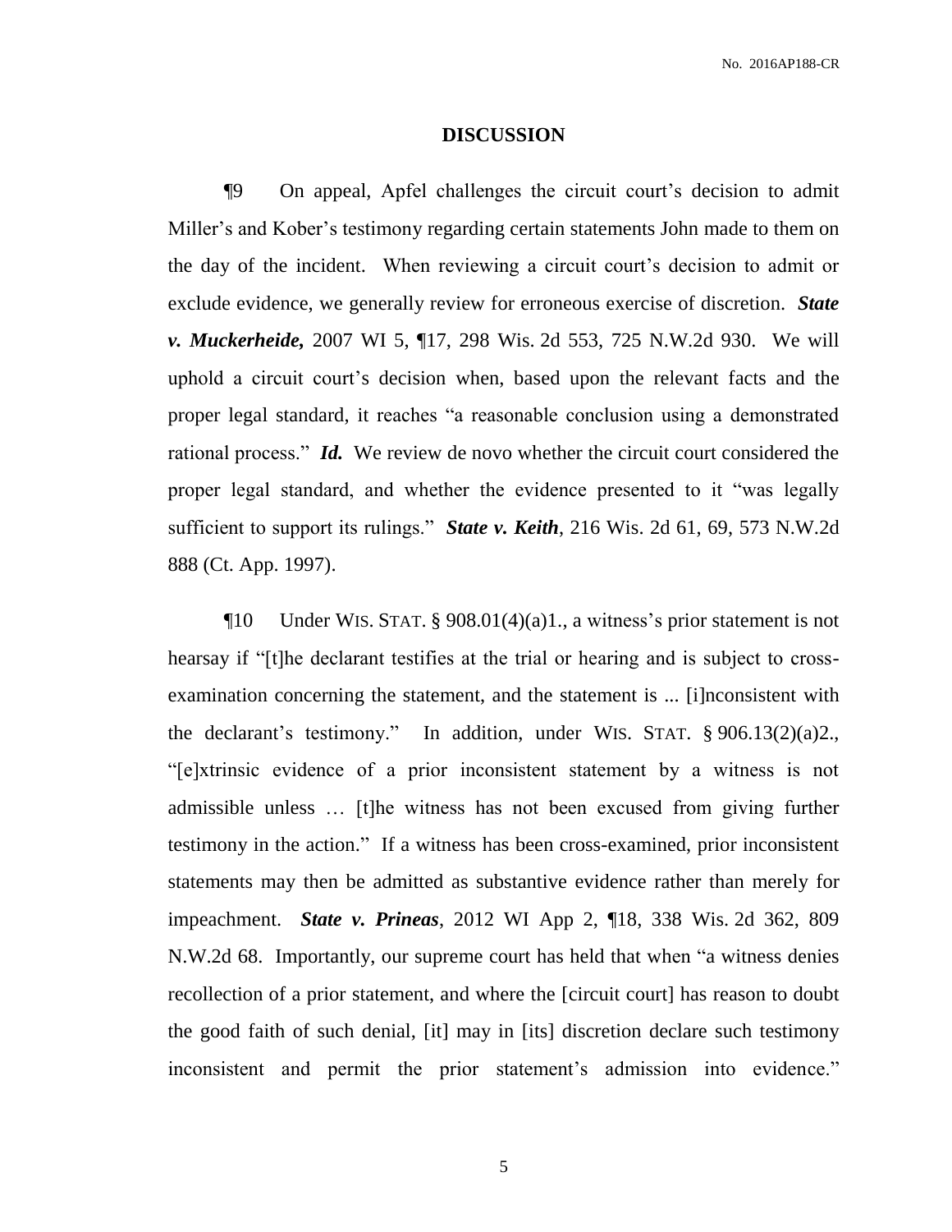## DISCUSSION

¶9 On appeal, Apfel challenges the circuit court's decision to admit Miller's and Kober's testimony regarding certain statements John made to them on the day of the incident. When reviewing a circuit court's decision to admit or exclude evidence, we generally review for erroneous exercise of discretion. ***State v. Muckerheide,*** 2007 WI 5, ¶17, 298 Wis. 2d 553, 725 N.W.2d 930. We will uphold a circuit court's decision when, based upon the relevant facts and the proper legal standard, it reaches "a reasonable conclusion using a demonstrated rational process." ***Id.*** We review de novo whether the circuit court considered the proper legal standard, and whether the evidence presented to it "was legally sufficient to support its rulings." ***State v. Keith***, 216 Wis. 2d 61, 69, 573 N.W.2d 888 (Ct. App. 1997).

¶10 Under WIS. STAT. § 908.01(4)(a)1., a witness's prior statement is not hearsay if "[t]he declarant testifies at the trial or hearing and is subject to cross-examination concerning the statement, and the statement is ... [i]nconsistent with the declarant's testimony." In addition, under WIS. STAT. § 906.13(2)(a)2., "[e]xtrinsic evidence of a prior inconsistent statement by a witness is not admissible unless … [t]he witness has not been excused from giving further testimony in the action." If a witness has been cross-examined, prior inconsistent statements may then be admitted as substantive evidence rather than merely for impeachment. ***State v. Prineas***, 2012 WI App 2, ¶18, 338 Wis. 2d 362, 809 N.W.2d 68. Importantly, our supreme court has held that when "a witness denies recollection of a prior statement, and where the [circuit court] has reason to doubt the good faith of such denial, [it] may in [its] discretion declare such testimony inconsistent and permit the prior statement's admission into evidence."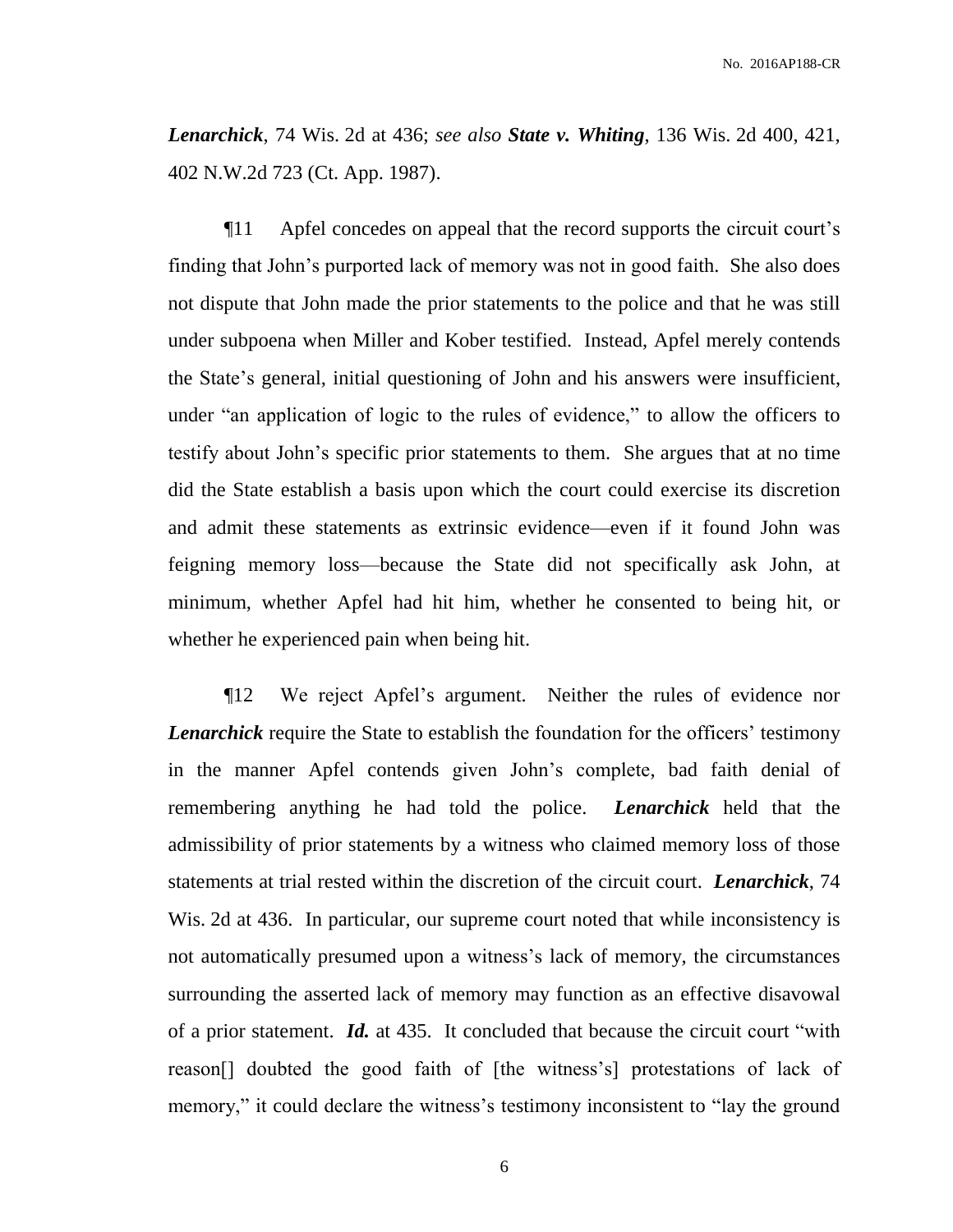***Lenarchick***, 74 Wis. 2d at 436; *see also* ***State v. Whiting***, 136 Wis. 2d 400, 421, 402 N.W.2d 723 (Ct. App. 1987).

¶11 Apfel concedes on appeal that the record supports the circuit court's finding that John's purported lack of memory was not in good faith. She also does not dispute that John made the prior statements to the police and that he was still under subpoena when Miller and Kober testified. Instead, Apfel merely contends the State's general, initial questioning of John and his answers were insufficient, under "an application of logic to the rules of evidence," to allow the officers to testify about John's specific prior statements to them. She argues that at no time did the State establish a basis upon which the court could exercise its discretion and admit these statements as extrinsic evidence—even if it found John was feigning memory loss—because the State did not specifically ask John, at minimum, whether Apfel had hit him, whether he consented to being hit, or whether he experienced pain when being hit.

¶12 We reject Apfel's argument. Neither the rules of evidence nor ***Lenarchick*** require the State to establish the foundation for the officers' testimony in the manner Apfel contends given John's complete, bad faith denial of remembering anything he had told the police. ***Lenarchick*** held that the admissibility of prior statements by a witness who claimed memory loss of those statements at trial rested within the discretion of the circuit court. ***Lenarchick***, 74 Wis. 2d at 436. In particular, our supreme court noted that while inconsistency is not automatically presumed upon a witness's lack of memory, the circumstances surrounding the asserted lack of memory may function as an effective disavowal of a prior statement. ***Id.*** at 435. It concluded that because the circuit court "with reason[] doubted the good faith of [the witness's] protestations of lack of memory," it could declare the witness's testimony inconsistent to "lay the ground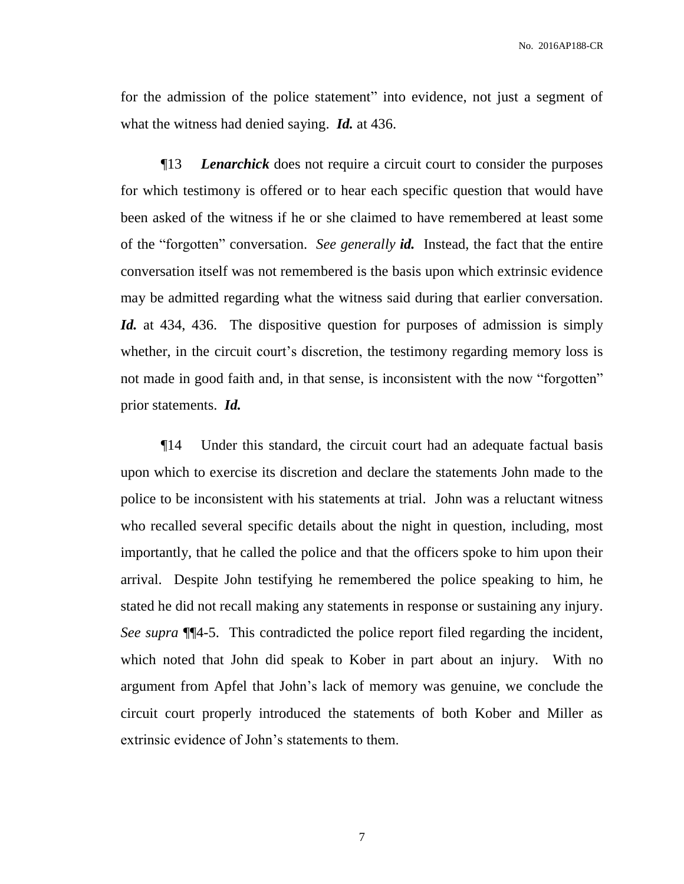for the admission of the police statement" into evidence, not just a segment of what the witness had denied saying. ***Id.*** at 436.

¶13 ***Lenarchick*** does not require a circuit court to consider the purposes for which testimony is offered or to hear each specific question that would have been asked of the witness if he or she claimed to have remembered at least some of the "forgotten" conversation. *See generally* ***id.*** Instead, the fact that the entire conversation itself was not remembered is the basis upon which extrinsic evidence may be admitted regarding what the witness said during that earlier conversation. ***Id.*** at 434, 436. The dispositive question for purposes of admission is simply whether, in the circuit court's discretion, the testimony regarding memory loss is not made in good faith and, in that sense, is inconsistent with the now "forgotten" prior statements. ***Id.***

¶14 Under this standard, the circuit court had an adequate factual basis upon which to exercise its discretion and declare the statements John made to the police to be inconsistent with his statements at trial. John was a reluctant witness who recalled several specific details about the night in question, including, most importantly, that he called the police and that the officers spoke to him upon their arrival. Despite John testifying he remembered the police speaking to him, he stated he did not recall making any statements in response or sustaining any injury. *See supra* ¶¶4-5. This contradicted the police report filed regarding the incident, which noted that John did speak to Kober in part about an injury. With no argument from Apfel that John's lack of memory was genuine, we conclude the circuit court properly introduced the statements of both Kober and Miller as extrinsic evidence of John's statements to them.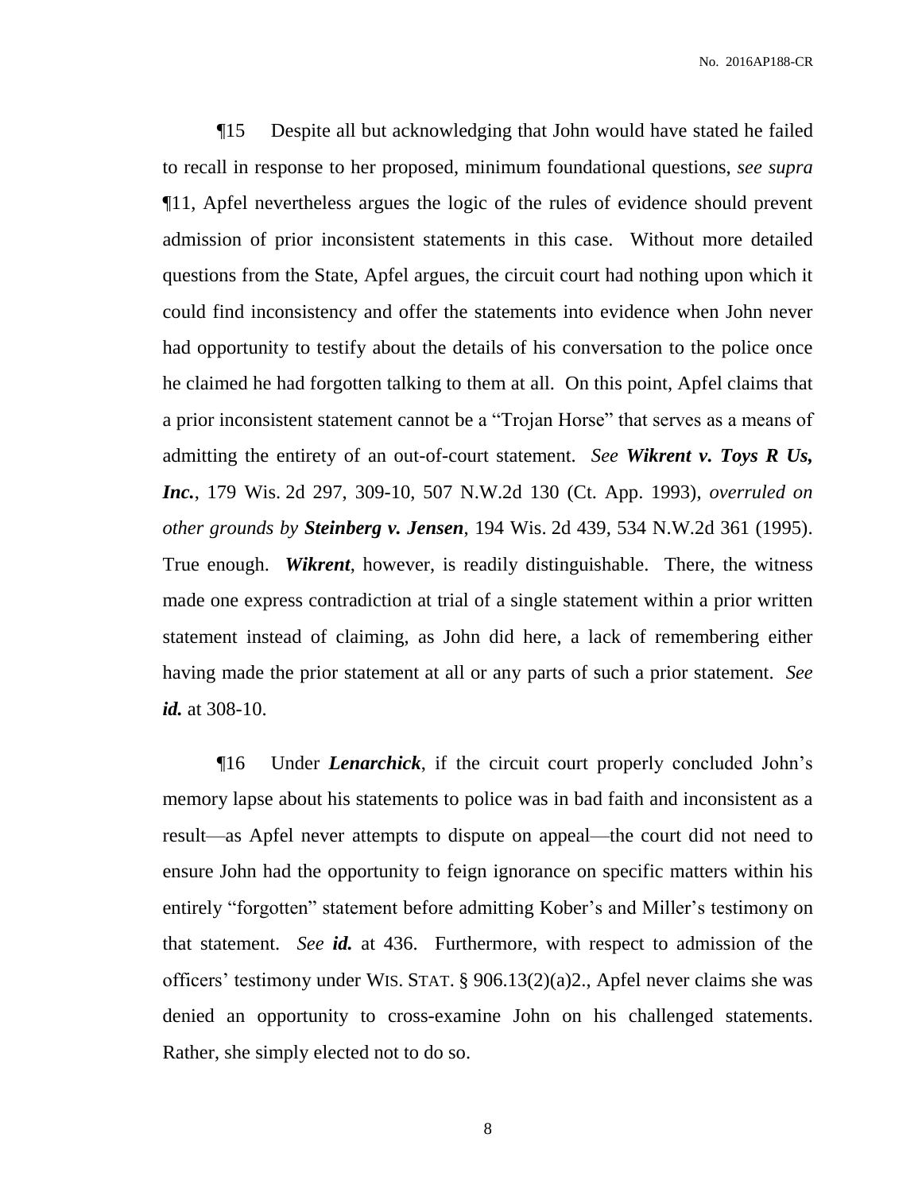¶15 Despite all but acknowledging that John would have stated he failed to recall in response to her proposed, minimum foundational questions, *see supra* ¶11, Apfel nevertheless argues the logic of the rules of evidence should prevent admission of prior inconsistent statements in this case. Without more detailed questions from the State, Apfel argues, the circuit court had nothing upon which it could find inconsistency and offer the statements into evidence when John never had opportunity to testify about the details of his conversation to the police once he claimed he had forgotten talking to them at all. On this point, Apfel claims that a prior inconsistent statement cannot be a "Trojan Horse" that serves as a means of admitting the entirety of an out-of-court statement. *See* ***Wikrent v. Toys R Us, Inc.***, 179 Wis. 2d 297, 309-10, 507 N.W.2d 130 (Ct. App. 1993), *overruled on other grounds by* ***Steinberg v. Jensen***, 194 Wis. 2d 439, 534 N.W.2d 361 (1995). True enough. ***Wikrent***, however, is readily distinguishable. There, the witness made one express contradiction at trial of a single statement within a prior written statement instead of claiming, as John did here, a lack of remembering either having made the prior statement at all or any parts of such a prior statement. *See* ***id.*** at 308-10.

¶16 Under ***Lenarchick***, if the circuit court properly concluded John's memory lapse about his statements to police was in bad faith and inconsistent as a result—as Apfel never attempts to dispute on appeal—the court did not need to ensure John had the opportunity to feign ignorance on specific matters within his entirely "forgotten" statement before admitting Kober's and Miller's testimony on that statement. *See* ***id.*** at 436. Furthermore, with respect to admission of the officers' testimony under WIS. STAT. § 906.13(2)(a)2., Apfel never claims she was denied an opportunity to cross-examine John on his challenged statements. Rather, she simply elected not to do so.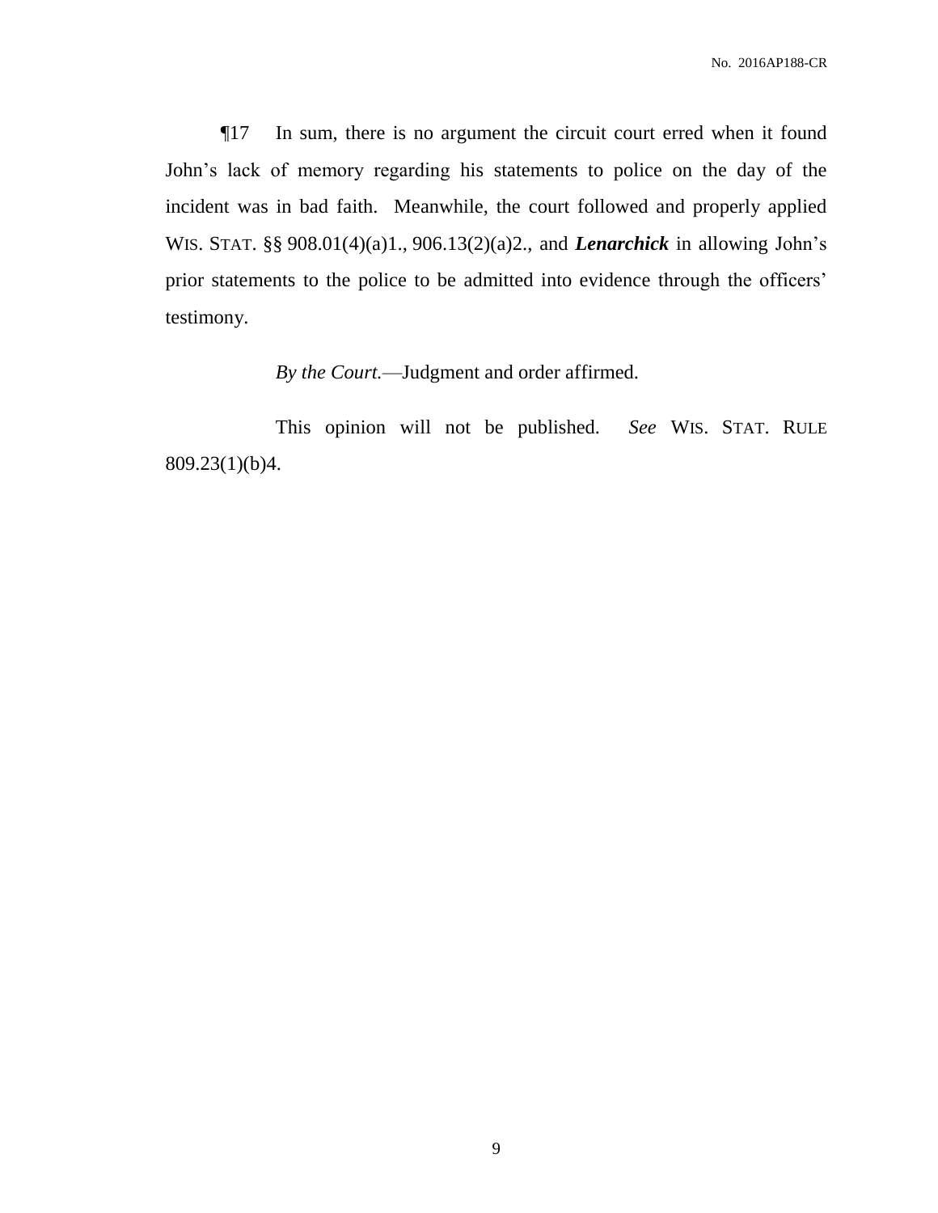¶17 In sum, there is no argument the circuit court erred when it found John's lack of memory regarding his statements to police on the day of the incident was in bad faith. Meanwhile, the court followed and properly applied WIS. STAT. §§ 908.01(4)(a)1., 906.13(2)(a)2., and ***Lenarchick*** in allowing John's prior statements to the police to be admitted into evidence through the officers' testimony.

*By the Court.*—Judgment and order affirmed.

This opinion will not be published. *See* WIS. STAT. RULE 809.23(1)(b)4.